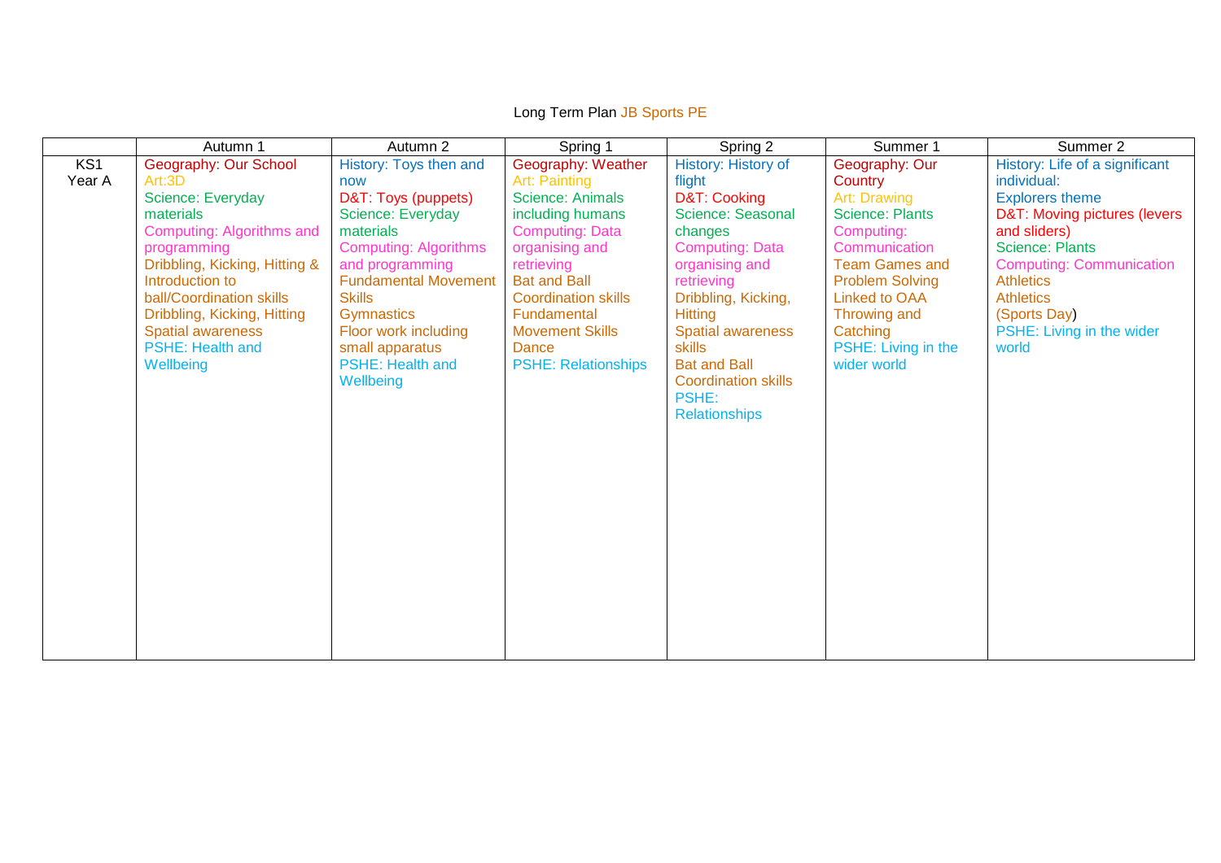Long Term Plan JB Sports PE

| | Autumn 1 | Autumn 2 | Spring 1 | Spring 2 | Summer 1 | Summer 2 |
|---|---|---|---|---|---|---|
| KS1 Year A | Geography: Our School<br>Art:3D<br>Science: Everyday materials<br>Computing: Algorithms and programming<br>Dribbling, Kicking, Hitting & Introduction to ball/Coordination skills<br>Dribbling, Kicking, Hitting<br>Spatial awareness<br>PSHE: Health and Wellbeing | History: Toys then and now<br>D&T: Toys (puppets)<br>Science: Everyday materials<br>Computing: Algorithms and programming<br>Fundamental Movement Skills<br>Gymnastics<br>Floor work including small apparatus<br>PSHE: Health and Wellbeing | Geography: Weather<br>Art: Painting<br>Science: Animals including humans<br>Computing: Data organising and retrieving<br>Bat and Ball<br>Coordination skills<br>Fundamental Movement Skills<br>Dance<br>PSHE: Relationships | History: History of flight<br>D&T: Cooking<br>Science: Seasonal changes<br>Computing: Data organising and retrieving<br>Dribbling, Kicking, Hitting<br>Spatial awareness skills<br>Bat and Ball<br>Coordination skills<br>PSHE: Relationships | Geography: Our Country<br>Art: Drawing<br>Science: Plants<br>Computing: Communication<br>Team Games and Problem Solving<br>Linked to OAA<br>Throwing and Catching<br>PSHE: Living in the wider world | History: Life of a significant individual:<br>Explorers theme<br>D&T: Moving pictures (levers and sliders)<br>Science: Plants<br>Computing: Communication<br>Athletics<br>Athletics<br>(Sports Day)<br>PSHE: Living in the wider world |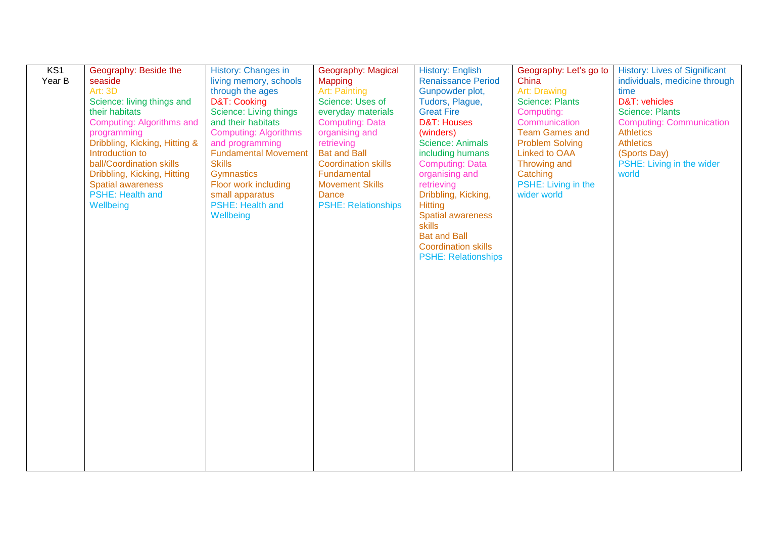| KS1 Year B | Geography: Beside the seaside<br>Art: 3D<br>Science: living things and their habitats<br>Computing: Algorithms and programming<br>Dribbling, Kicking, Hitting & Introduction to ball/Coordination skills<br>Dribbling, Kicking, Hitting<br>Spatial awareness<br>PSHE: Health and Wellbeing | History: Changes in living memory, schools through the ages<br>D&T: Cooking<br>Science: Living things and their habitats<br>Computing: Algorithms and programming<br>Fundamental Movement Skills<br>Gymnastics<br>Floor work including small apparatus<br>PSHE: Health and Wellbeing | Geography: Magical Mapping<br>Art: Painting<br>Science: Uses of everyday materials<br>Computing: Data organising and retrieving<br>Bat and Ball Coordination skills<br>Fundamental Movement Skills<br>Dance<br>PSHE: Relationships | History: English Renaissance Period Gunpowder plot, Tudors, Plague, Great Fire<br>D&T: Houses (winders)<br>Science: Animals including humans<br>Computing: Data organising and retrieving<br>Dribbling, Kicking, Hitting<br>Spatial awareness skills<br>Bat and Ball Coordination skills<br>PSHE: Relationships | Geography: Let's go to China<br>Art: Drawing<br>Science: Plants<br>Computing: Communication<br>Team Games and Problem Solving Linked to OAA<br>Throwing and Catching<br>PSHE: Living in the wider world | History: Lives of Significant individuals, medicine through time<br>D&T: vehicles<br>Science: Plants<br>Computing: Communication<br>Athletics<br>Athletics (Sports Day)<br>PSHE: Living in the wider world |
|---|---|---|---|---|---|---|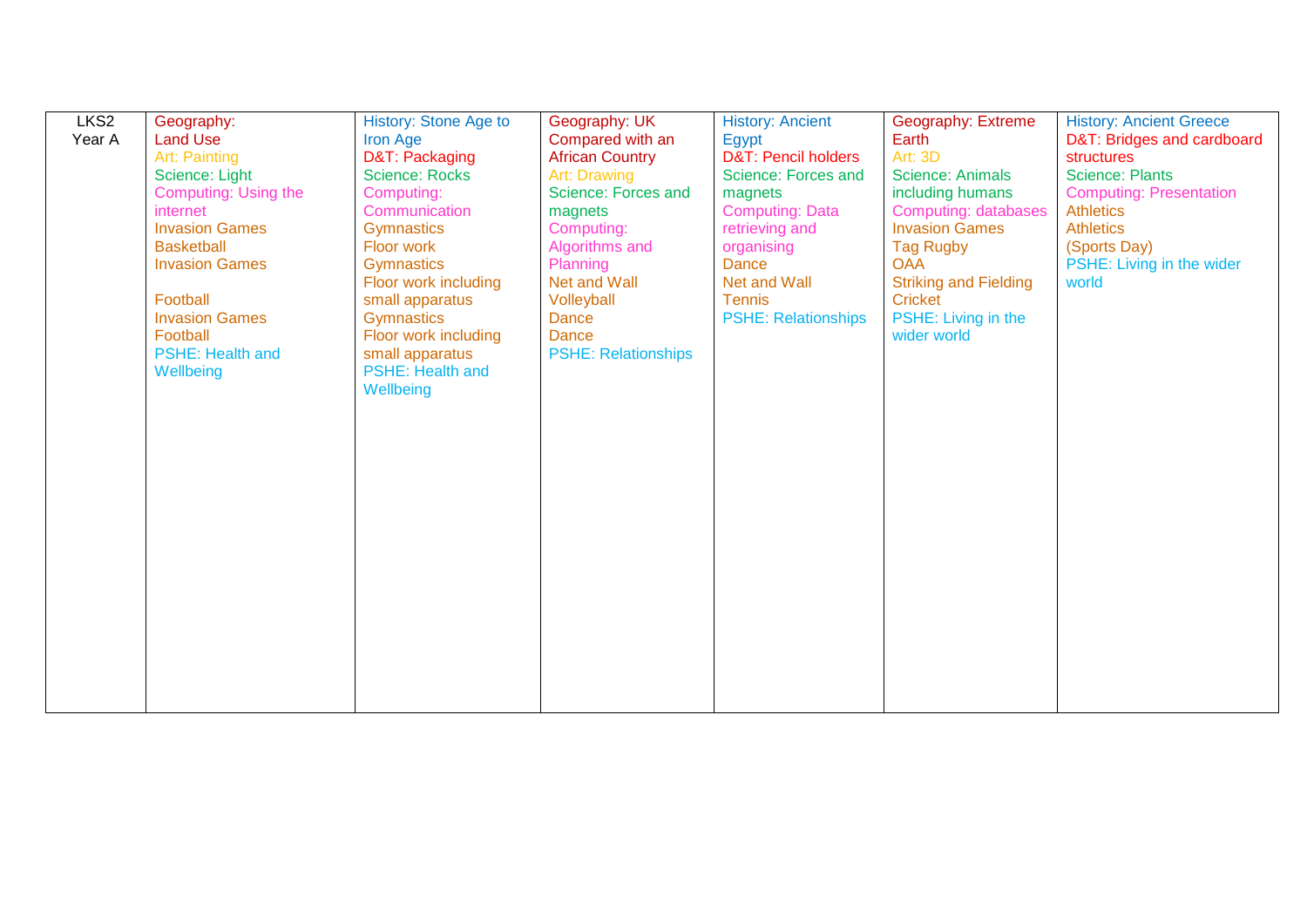| LKS2 Year A | Geography: Land Use<br>Art: Painting<br>Science: Light<br>Computing: Using the internet<br>Invasion Games<br>Basketball<br>Invasion Games<br><br>Football<br>Invasion Games<br>Football<br>PSHE: Health and Wellbeing | History: Stone Age to Iron Age<br>D&T: Packaging<br>Science: Rocks<br>Computing: Communication<br>Gymnastics<br>Floor work<br>Gymnastics<br>Floor work including small apparatus<br>Gymnastics<br>Floor work including small apparatus<br>PSHE: Health and Wellbeing | Geography: UK Compared with an African Country<br>Art: Drawing<br>Science: Forces and magnets<br>Computing: Algorithms and Planning<br>Net and Wall<br>Volleyball<br>Dance<br>Dance<br>PSHE: Relationships | History: Ancient Egypt<br>D&T: Pencil holders<br>Science: Forces and magnets<br>Computing: Data retrieving and organising<br>Dance<br>Net and Wall<br>Tennis<br>PSHE: Relationships | Geography: Extreme Earth<br>Art: 3D<br>Science: Animals including humans<br>Computing: databases<br>Invasion Games<br>Tag Rugby<br>OAA<br>Striking and Fielding<br>Cricket<br>PSHE: Living in the wider world | History: Ancient Greece<br>D&T: Bridges and cardboard structures<br>Science: Plants<br>Computing: Presentation<br>Athletics<br>Athletics<br>(Sports Day)<br>PSHE: Living in the wider world |
|---|---|---|---|---|---|---|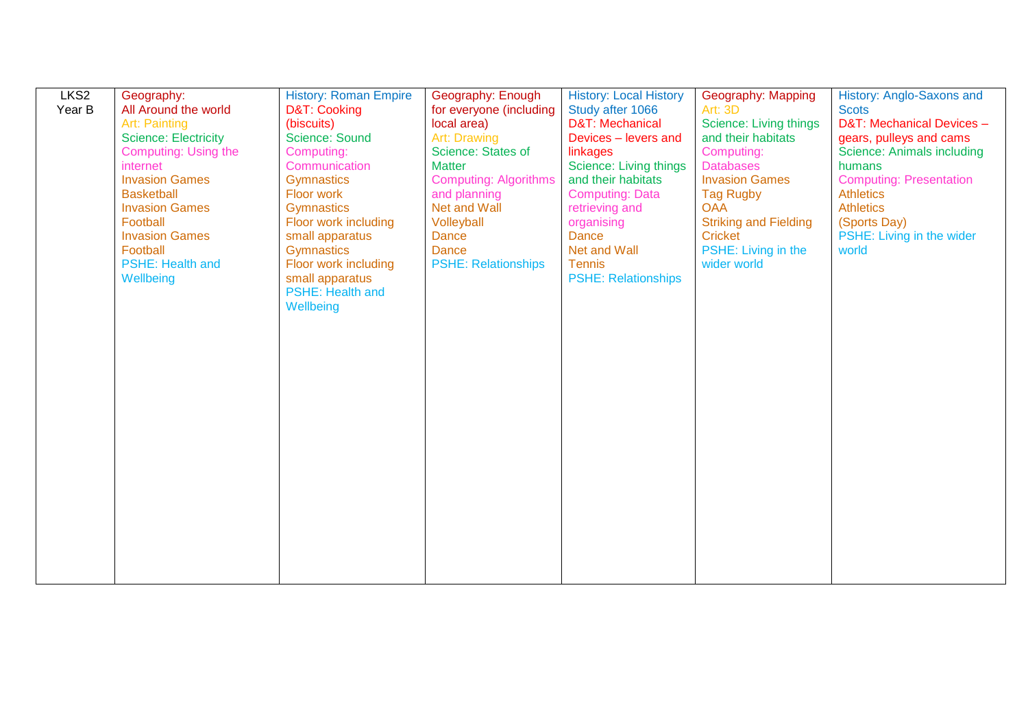| LKS2 Year B | Geography: All Around the world<br>Art: Painting<br>Science: Electricity<br>Computing: Using the internet<br>Invasion Games Basketball<br>Invasion Games Football<br>Invasion Games Football<br>PSHE: Health and Wellbeing | History: Roman Empire<br>D&T: Cooking (biscuits)<br>Science: Sound<br>Computing: Communication<br>Gymnastics Floor work<br>Gymnastics Floor work including small apparatus<br>Gymnastics Floor work including small apparatus<br>PSHE: Health and Wellbeing | Geography: Enough for everyone (including local area)<br>Art: Drawing<br>Science: States of Matter<br>Computing: Algorithms and planning<br>Net and Wall Volleyball<br>Dance<br>Dance<br>PSHE: Relationships | History: Local History Study after 1066<br>D&T: Mechanical Devices – levers and linkages<br>Science: Living things and their habitats<br>Computing: Data retrieving and organising<br>Dance<br>Net and Wall Tennis<br>PSHE: Relationships | Geography: Mapping<br>Art: 3D<br>Science: Living things and their habitats<br>Computing: Databases<br>Invasion Games Tag Rugby<br>OAA<br>Striking and Fielding Cricket<br>PSHE: Living in the wider world | History: Anglo-Saxons and Scots<br>D&T: Mechanical Devices – gears, pulleys and cams<br>Science: Animals including humans<br>Computing: Presentation<br>Athletics<br>Athletics (Sports Day)<br>PSHE: Living in the wider world |
|---|---|---|---|---|---|---|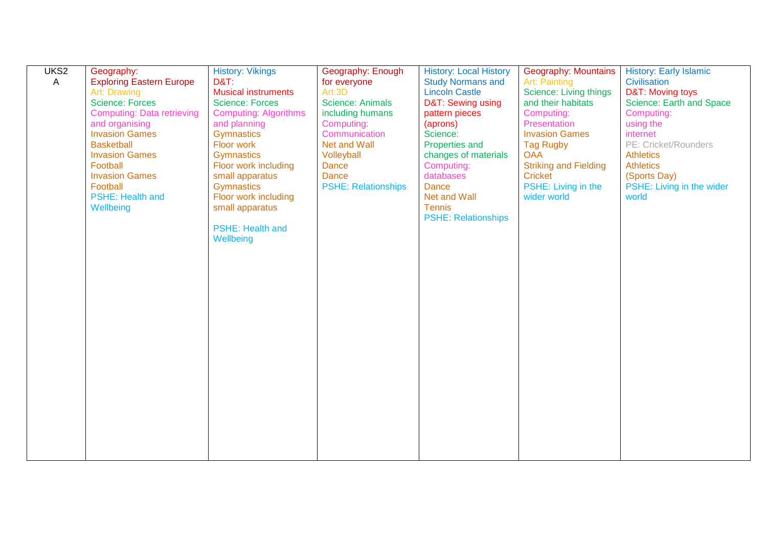| UKS2 A | Geography: Exploring Eastern Europe<br>Art: Drawing<br>Science: Forces<br>Computing: Data retrieving and organising<br>Invasion Games Basketball<br>Invasion Games Football<br>Invasion Games Football<br>PSHE: Health and Wellbeing | History: Vikings<br>D&T: Musical instruments<br>Science: Forces<br>Computing: Algorithms and planning<br>Gymnastics Floor work<br>Gymnastics Floor work including small apparatus<br>Gymnastics Floor work including small apparatus<br>PSHE: Health and Wellbeing | Geography: Enough for everyone<br>Art:3D<br>Science: Animals including humans<br>Computing: Communication<br>Net and Wall Volleyball<br>Dance<br>Dance<br>PSHE: Relationships | History: Local History Study Normans and Lincoln Castle<br>D&T: Sewing using pattern pieces (aprons)<br>Science: Properties and changes of materials<br>Computing: databases<br>Dance<br>Net and Wall Tennis<br>PSHE: Relationships | Geography: Mountains<br>Art: Painting<br>Science: Living things and their habitats<br>Computing: Presentation<br>Invasion Games Tag Rugby<br>OAA<br>Striking and Fielding Cricket<br>PSHE: Living in the wider world | History: Early Islamic Civilisation<br>D&T: Moving toys<br>Science: Earth and Space<br>Computing: using the internet<br>PE: Cricket/Rounders<br>Athletics<br>Athletics (Sports Day)<br>PSHE: Living in the wider world |
|---|---|---|---|---|---|---|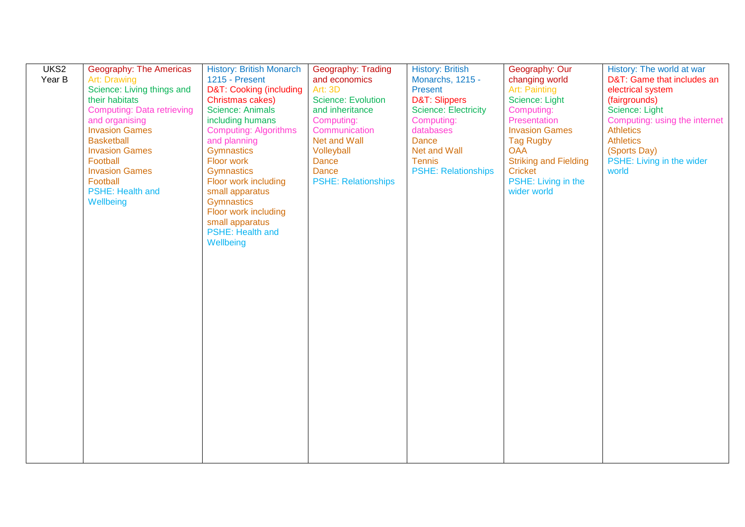| | | | | | | |
|---|---|---|---|---|---|---|
| UKS2 Year B | Geography: The Americas<br>Art: Drawing<br>Science: Living things and their habitats<br>Computing: Data retrieving and organising<br>Invasion Games<br>Basketball<br>Invasion Games<br>Football<br>Invasion Games<br>Football<br>PSHE: Health and Wellbeing | History: British Monarch 1215 - Present<br>D&T: Cooking (including Christmas cakes)<br>Science: Animals including humans<br>Computing: Algorithms and planning<br>Gymnastics<br>Floor work<br>Gymnastics<br>Floor work including small apparatus<br>Gymnastics<br>Floor work including small apparatus<br>PSHE: Health and Wellbeing | Geography: Trading and economics<br>Art: 3D<br>Science: Evolution and inheritance<br>Computing: Communication<br>Net and Wall<br>Volleyball<br>Dance<br>Dance<br>PSHE: Relationships | History: British Monarchs, 1215 - Present<br>D&T: Slippers<br>Science: Electricity<br>Computing: databases<br>Dance<br>Net and Wall<br>Tennis<br>PSHE: Relationships | Geography: Our changing world<br>Art: Painting<br>Science: Light<br>Computing: Presentation<br>Invasion Games<br>Tag Rugby<br>OAA<br>Striking and Fielding<br>Cricket<br>PSHE: Living in the wider world | History: The world at war<br>D&T: Game that includes an electrical system (fairgrounds)<br>Science: Light<br>Computing: using the internet<br>Athletics<br>Athletics<br>(Sports Day)<br>PSHE: Living in the wider world |